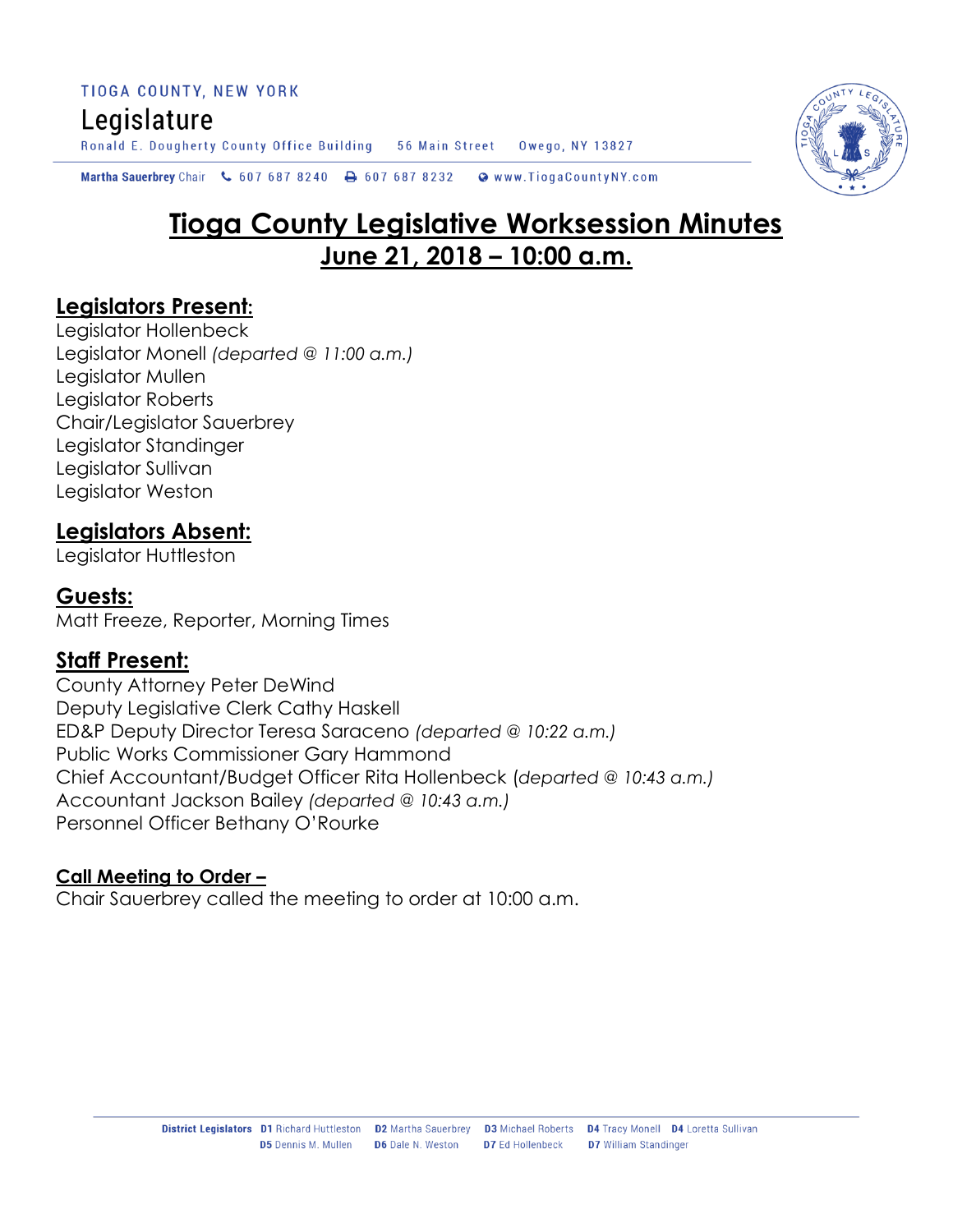TIOGA COUNTY, NEW YORK

Legislature

Ronald E. Dougherty County Office Building 56 Main Street Owego, NY 13827

Martha Sauerbrey Chair 607 687 8240 607 687 8232 www.TiogaCountyNY.com

# Tioga County Legislative Worksession Minutes

## June 21, 2018 – 10:00 a.m.

## Legislators Present:

Legislator Hollenbeck
Legislator Monell *(departed @ 11:00 a.m.)*
Legislator Mullen
Legislator Roberts
Chair/Legislator Sauerbrey
Legislator Standinger
Legislator Sullivan
Legislator Weston

## Legislators Absent:

Legislator Huttleston

## Guests:

Matt Freeze, Reporter, Morning Times

## Staff Present:

County Attorney Peter DeWind
Deputy Legislative Clerk Cathy Haskell
ED&P Deputy Director Teresa Saraceno *(departed @ 10:22 a.m.)*
Public Works Commissioner Gary Hammond
Chief Accountant/Budget Officer Rita Hollenbeck (*departed @ 10:43 a.m.)*
Accountant Jackson Bailey *(departed @ 10:43 a.m.)*
Personnel Officer Bethany O'Rourke

**Call Meeting to Order –**

Chair Sauerbrey called the meeting to order at 10:00 a.m.

District Legislators D1 Richard Huttleston D2 Martha Sauerbrey D3 Michael Roberts D4 Tracy Monell D4 Loretta Sullivan
D5 Dennis M. Mullen D6 Dale N. Weston D7 Ed Hollenbeck D7 William Standinger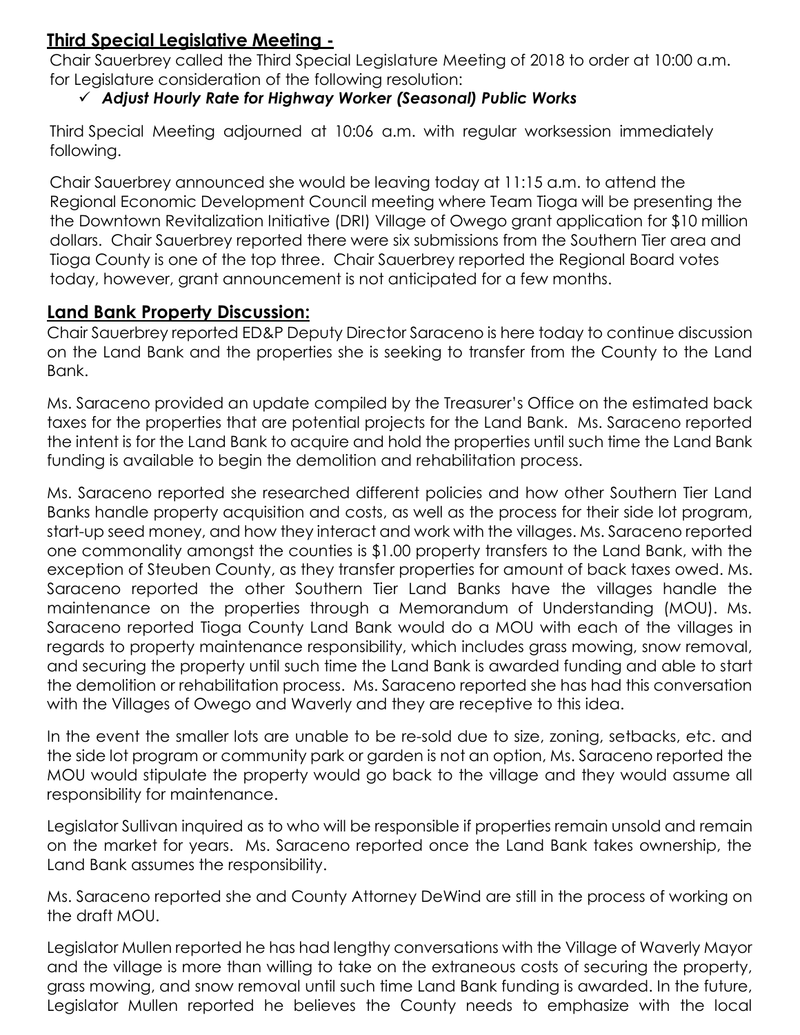## Third Special Legislative Meeting -

Chair Sauerbrey called the Third Special Legislature Meeting of 2018 to order at 10:00 a.m. for Legislature consideration of the following resolution:

- ✓ ***Adjust Hourly Rate for Highway Worker (Seasonal) Public Works***

Third Special Meeting adjourned at 10:06 a.m. with regular worksession immediately following.

Chair Sauerbrey announced she would be leaving today at 11:15 a.m. to attend the Regional Economic Development Council meeting where Team Tioga will be presenting the the Downtown Revitalization Initiative (DRI) Village of Owego grant application for $10 million dollars. Chair Sauerbrey reported there were six submissions from the Southern Tier area and Tioga County is one of the top three. Chair Sauerbrey reported the Regional Board votes today, however, grant announcement is not anticipated for a few months.

## Land Bank Property Discussion:

Chair Sauerbrey reported ED&P Deputy Director Saraceno is here today to continue discussion on the Land Bank and the properties she is seeking to transfer from the County to the Land Bank.

Ms. Saraceno provided an update compiled by the Treasurer's Office on the estimated back taxes for the properties that are potential projects for the Land Bank. Ms. Saraceno reported the intent is for the Land Bank to acquire and hold the properties until such time the Land Bank funding is available to begin the demolition and rehabilitation process.

Ms. Saraceno reported she researched different policies and how other Southern Tier Land Banks handle property acquisition and costs, as well as the process for their side lot program, start-up seed money, and how they interact and work with the villages. Ms. Saraceno reported one commonality amongst the counties is $1.00 property transfers to the Land Bank, with the exception of Steuben County, as they transfer properties for amount of back taxes owed. Ms. Saraceno reported the other Southern Tier Land Banks have the villages handle the maintenance on the properties through a Memorandum of Understanding (MOU). Ms. Saraceno reported Tioga County Land Bank would do a MOU with each of the villages in regards to property maintenance responsibility, which includes grass mowing, snow removal, and securing the property until such time the Land Bank is awarded funding and able to start the demolition or rehabilitation process. Ms. Saraceno reported she has had this conversation with the Villages of Owego and Waverly and they are receptive to this idea.

In the event the smaller lots are unable to be re-sold due to size, zoning, setbacks, etc. and the side lot program or community park or garden is not an option, Ms. Saraceno reported the MOU would stipulate the property would go back to the village and they would assume all responsibility for maintenance.

Legislator Sullivan inquired as to who will be responsible if properties remain unsold and remain on the market for years. Ms. Saraceno reported once the Land Bank takes ownership, the Land Bank assumes the responsibility.

Ms. Saraceno reported she and County Attorney DeWind are still in the process of working on the draft MOU.

Legislator Mullen reported he has had lengthy conversations with the Village of Waverly Mayor and the village is more than willing to take on the extraneous costs of securing the property, grass mowing, and snow removal until such time Land Bank funding is awarded. In the future, Legislator Mullen reported he believes the County needs to emphasize with the local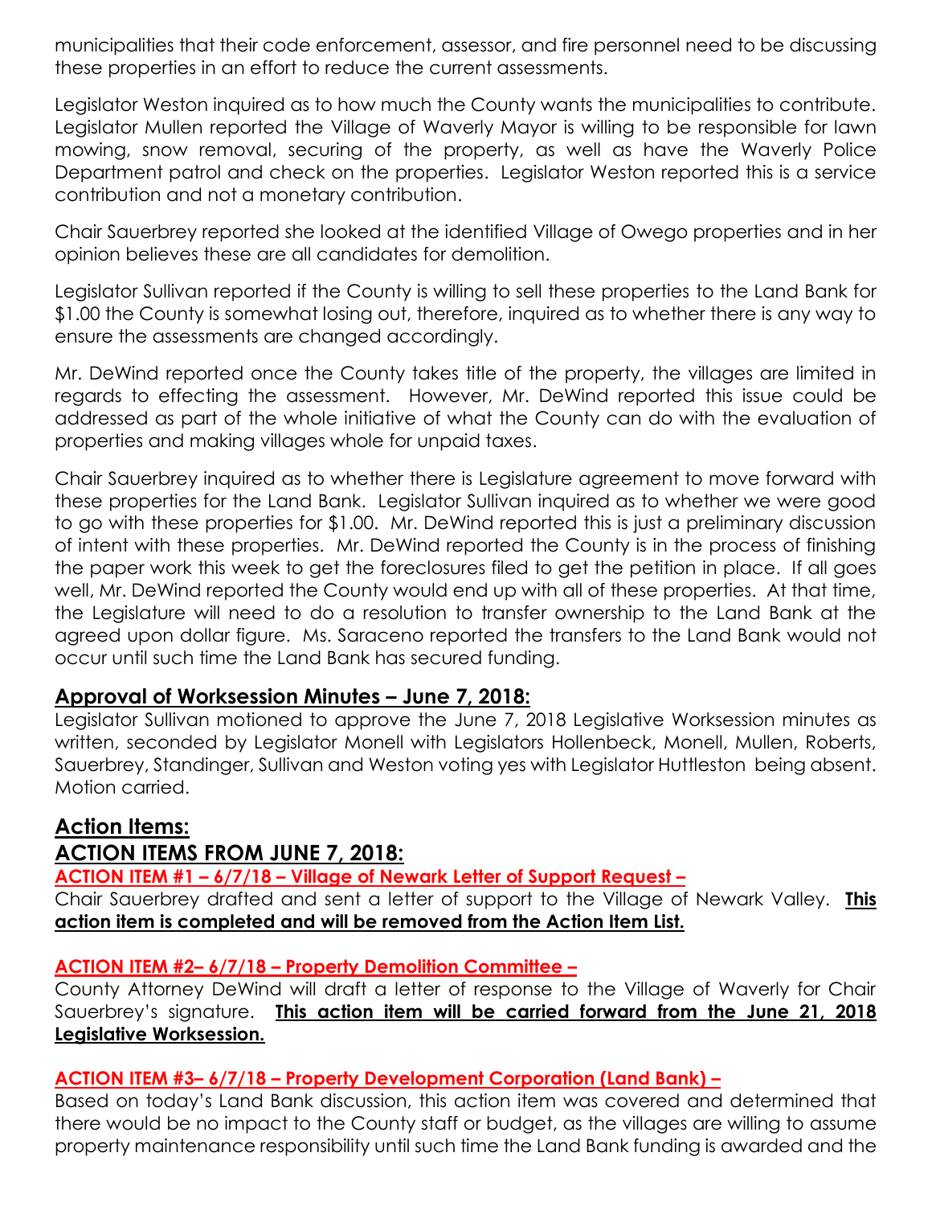municipalities that their code enforcement, assessor, and fire personnel need to be discussing these properties in an effort to reduce the current assessments.

Legislator Weston inquired as to how much the County wants the municipalities to contribute. Legislator Mullen reported the Village of Waverly Mayor is willing to be responsible for lawn mowing, snow removal, securing of the property, as well as have the Waverly Police Department patrol and check on the properties. Legislator Weston reported this is a service contribution and not a monetary contribution.

Chair Sauerbrey reported she looked at the identified Village of Owego properties and in her opinion believes these are all candidates for demolition.

Legislator Sullivan reported if the County is willing to sell these properties to the Land Bank for $1.00 the County is somewhat losing out, therefore, inquired as to whether there is any way to ensure the assessments are changed accordingly.

Mr. DeWind reported once the County takes title of the property, the villages are limited in regards to effecting the assessment. However, Mr. DeWind reported this issue could be addressed as part of the whole initiative of what the County can do with the evaluation of properties and making villages whole for unpaid taxes.

Chair Sauerbrey inquired as to whether there is Legislature agreement to move forward with these properties for the Land Bank. Legislator Sullivan inquired as to whether we were good to go with these properties for $1.00. Mr. DeWind reported this is just a preliminary discussion of intent with these properties. Mr. DeWind reported the County is in the process of finishing the paper work this week to get the foreclosures filed to get the petition in place. If all goes well, Mr. DeWind reported the County would end up with all of these properties. At that time, the Legislature will need to do a resolution to transfer ownership to the Land Bank at the agreed upon dollar figure. Ms. Saraceno reported the transfers to the Land Bank would not occur until such time the Land Bank has secured funding.

## Approval of Worksession Minutes – June 7, 2018:

Legislator Sullivan motioned to approve the June 7, 2018 Legislative Worksession minutes as written, seconded by Legislator Monell with Legislators Hollenbeck, Monell, Mullen, Roberts, Sauerbrey, Standinger, Sullivan and Weston voting yes with Legislator Huttleston being absent. Motion carried.

## Action Items:

## ACTION ITEMS FROM JUNE 7, 2018:

### ACTION ITEM #1 – 6/7/18 – Village of Newark Letter of Support Request –

Chair Sauerbrey drafted and sent a letter of support to the Village of Newark Valley. **This action item is completed and will be removed from the Action Item List.**

### ACTION ITEM #2– 6/7/18 – Property Demolition Committee –

County Attorney DeWind will draft a letter of response to the Village of Waverly for Chair Sauerbrey's signature. **This action item will be carried forward from the June 21, 2018 Legislative Worksession.**

### ACTION ITEM #3– 6/7/18 – Property Development Corporation (Land Bank) –

Based on today's Land Bank discussion, this action item was covered and determined that there would be no impact to the County staff or budget, as the villages are willing to assume property maintenance responsibility until such time the Land Bank funding is awarded and the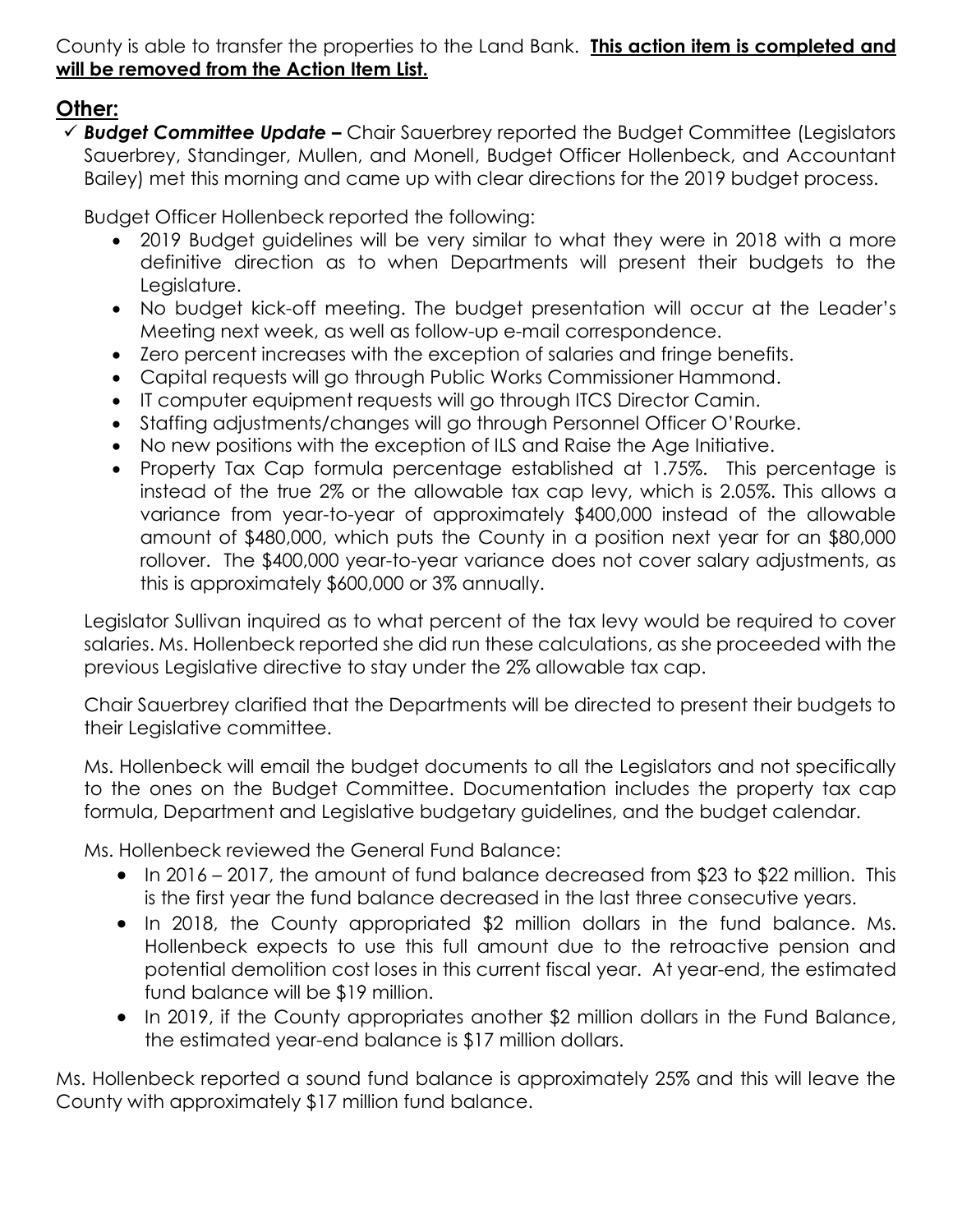County is able to transfer the properties to the Land Bank. **<u>This action item is completed and will be removed from the Action Item List.</u>**

## <u>Other:</u>

✓ ***Budget Committee Update –*** Chair Sauerbrey reported the Budget Committee (Legislators Sauerbrey, Standinger, Mullen, and Monell, Budget Officer Hollenbeck, and Accountant Bailey) met this morning and came up with clear directions for the 2019 budget process.

Budget Officer Hollenbeck reported the following:

- 2019 Budget guidelines will be very similar to what they were in 2018 with a more definitive direction as to when Departments will present their budgets to the Legislature.
- No budget kick-off meeting. The budget presentation will occur at the Leader's Meeting next week, as well as follow-up e-mail correspondence.
- Zero percent increases with the exception of salaries and fringe benefits.
- Capital requests will go through Public Works Commissioner Hammond.
- IT computer equipment requests will go through ITCS Director Camin.
- Staffing adjustments/changes will go through Personnel Officer O'Rourke.
- No new positions with the exception of ILS and Raise the Age Initiative.
- Property Tax Cap formula percentage established at 1.75%. This percentage is instead of the true 2% or the allowable tax cap levy, which is 2.05%. This allows a variance from year-to-year of approximately $400,000 instead of the allowable amount of $480,000, which puts the County in a position next year for an $80,000 rollover. The $400,000 year-to-year variance does not cover salary adjustments, as this is approximately $600,000 or 3% annually.

Legislator Sullivan inquired as to what percent of the tax levy would be required to cover salaries. Ms. Hollenbeck reported she did run these calculations, as she proceeded with the previous Legislative directive to stay under the 2% allowable tax cap.

Chair Sauerbrey clarified that the Departments will be directed to present their budgets to their Legislative committee.

Ms. Hollenbeck will email the budget documents to all the Legislators and not specifically to the ones on the Budget Committee. Documentation includes the property tax cap formula, Department and Legislative budgetary guidelines, and the budget calendar.

Ms. Hollenbeck reviewed the General Fund Balance:

- In 2016 – 2017, the amount of fund balance decreased from $23 to $22 million. This is the first year the fund balance decreased in the last three consecutive years.
- In 2018, the County appropriated $2 million dollars in the fund balance. Ms. Hollenbeck expects to use this full amount due to the retroactive pension and potential demolition cost loses in this current fiscal year. At year-end, the estimated fund balance will be $19 million.
- In 2019, if the County appropriates another $2 million dollars in the Fund Balance, the estimated year-end balance is $17 million dollars.

Ms. Hollenbeck reported a sound fund balance is approximately 25% and this will leave the County with approximately $17 million fund balance.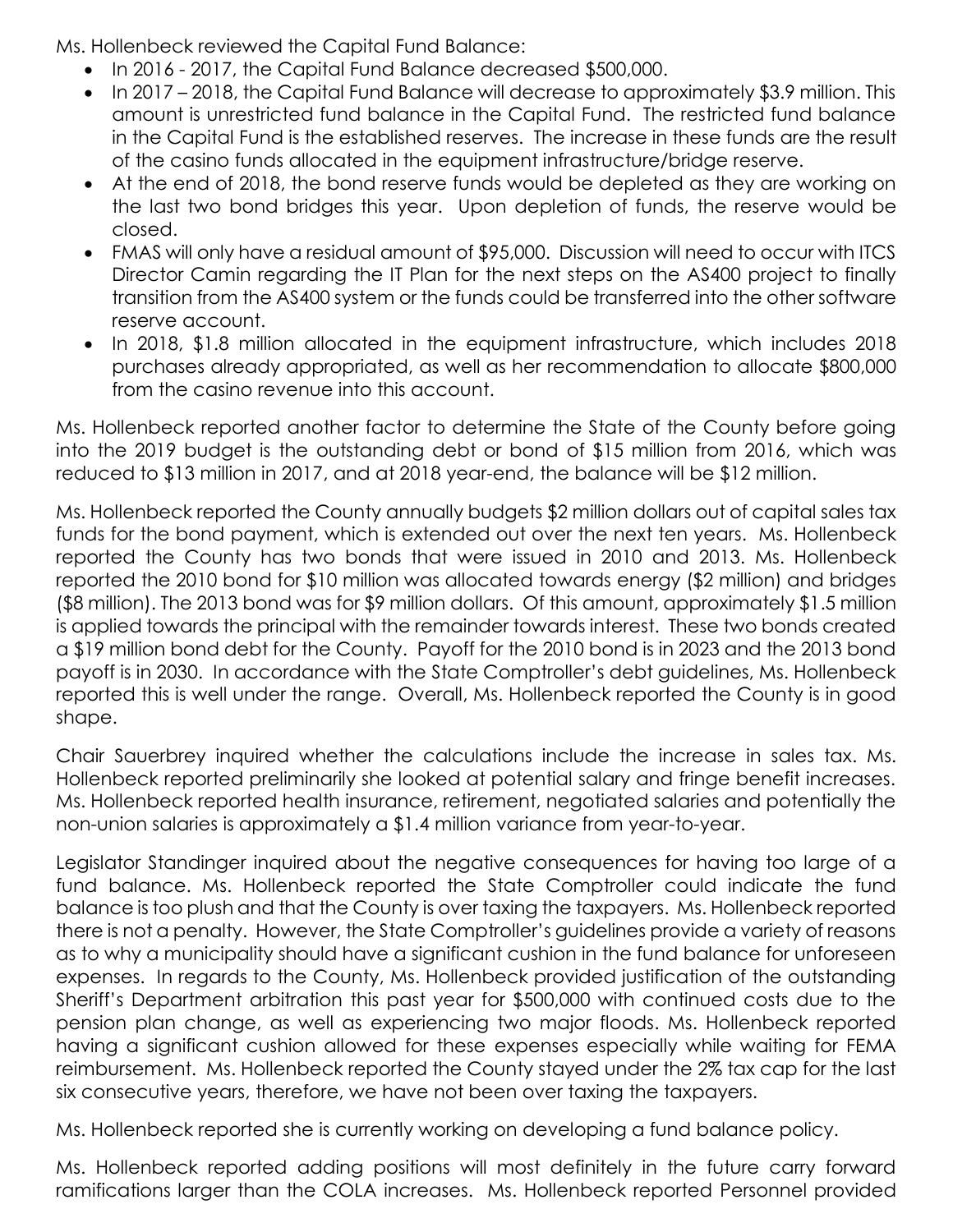Ms. Hollenbeck reviewed the Capital Fund Balance:

- In 2016 - 2017, the Capital Fund Balance decreased $500,000.
- In 2017 – 2018, the Capital Fund Balance will decrease to approximately $3.9 million. This amount is unrestricted fund balance in the Capital Fund. The restricted fund balance in the Capital Fund is the established reserves. The increase in these funds are the result of the casino funds allocated in the equipment infrastructure/bridge reserve.
- At the end of 2018, the bond reserve funds would be depleted as they are working on the last two bond bridges this year. Upon depletion of funds, the reserve would be closed.
- FMAS will only have a residual amount of $95,000. Discussion will need to occur with ITCS Director Camin regarding the IT Plan for the next steps on the AS400 project to finally transition from the AS400 system or the funds could be transferred into the other software reserve account.
- In 2018, $1.8 million allocated in the equipment infrastructure, which includes 2018 purchases already appropriated, as well as her recommendation to allocate $800,000 from the casino revenue into this account.

Ms. Hollenbeck reported another factor to determine the State of the County before going into the 2019 budget is the outstanding debt or bond of $15 million from 2016, which was reduced to $13 million in 2017, and at 2018 year-end, the balance will be $12 million.

Ms. Hollenbeck reported the County annually budgets $2 million dollars out of capital sales tax funds for the bond payment, which is extended out over the next ten years. Ms. Hollenbeck reported the County has two bonds that were issued in 2010 and 2013. Ms. Hollenbeck reported the 2010 bond for $10 million was allocated towards energy ($2 million) and bridges ($8 million). The 2013 bond was for $9 million dollars. Of this amount, approximately $1.5 million is applied towards the principal with the remainder towards interest. These two bonds created a $19 million bond debt for the County. Payoff for the 2010 bond is in 2023 and the 2013 bond payoff is in 2030. In accordance with the State Comptroller's debt guidelines, Ms. Hollenbeck reported this is well under the range. Overall, Ms. Hollenbeck reported the County is in good shape.

Chair Sauerbrey inquired whether the calculations include the increase in sales tax. Ms. Hollenbeck reported preliminarily she looked at potential salary and fringe benefit increases. Ms. Hollenbeck reported health insurance, retirement, negotiated salaries and potentially the non-union salaries is approximately a $1.4 million variance from year-to-year.

Legislator Standinger inquired about the negative consequences for having too large of a fund balance. Ms. Hollenbeck reported the State Comptroller could indicate the fund balance is too plush and that the County is over taxing the taxpayers. Ms. Hollenbeck reported there is not a penalty. However, the State Comptroller's guidelines provide a variety of reasons as to why a municipality should have a significant cushion in the fund balance for unforeseen expenses. In regards to the County, Ms. Hollenbeck provided justification of the outstanding Sheriff's Department arbitration this past year for $500,000 with continued costs due to the pension plan change, as well as experiencing two major floods. Ms. Hollenbeck reported having a significant cushion allowed for these expenses especially while waiting for FEMA reimbursement. Ms. Hollenbeck reported the County stayed under the 2% tax cap for the last six consecutive years, therefore, we have not been over taxing the taxpayers.

Ms. Hollenbeck reported she is currently working on developing a fund balance policy.

Ms. Hollenbeck reported adding positions will most definitely in the future carry forward ramifications larger than the COLA increases. Ms. Hollenbeck reported Personnel provided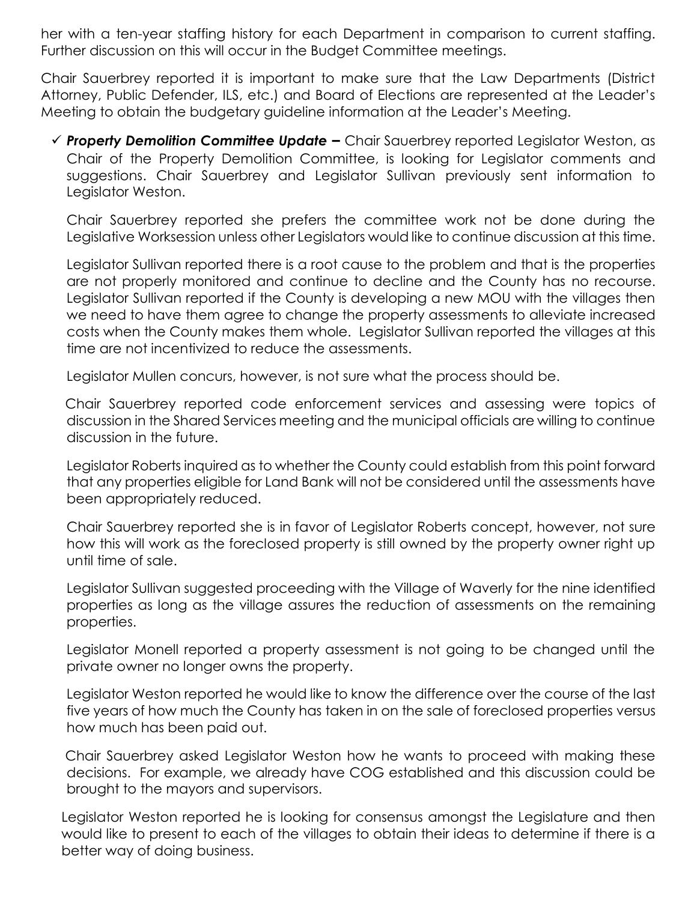her with a ten-year staffing history for each Department in comparison to current staffing. Further discussion on this will occur in the Budget Committee meetings.

Chair Sauerbrey reported it is important to make sure that the Law Departments (District Attorney, Public Defender, ILS, etc.) and Board of Elections are represented at the Leader's Meeting to obtain the budgetary guideline information at the Leader's Meeting.

- ✓ ***Property Demolition Committee Update –*** Chair Sauerbrey reported Legislator Weston, as Chair of the Property Demolition Committee, is looking for Legislator comments and suggestions. Chair Sauerbrey and Legislator Sullivan previously sent information to Legislator Weston.

  Chair Sauerbrey reported she prefers the committee work not be done during the Legislative Worksession unless other Legislators would like to continue discussion at this time.

  Legislator Sullivan reported there is a root cause to the problem and that is the properties are not properly monitored and continue to decline and the County has no recourse. Legislator Sullivan reported if the County is developing a new MOU with the villages then we need to have them agree to change the property assessments to alleviate increased costs when the County makes them whole. Legislator Sullivan reported the villages at this time are not incentivized to reduce the assessments.

  Legislator Mullen concurs, however, is not sure what the process should be.

  Chair Sauerbrey reported code enforcement services and assessing were topics of discussion in the Shared Services meeting and the municipal officials are willing to continue discussion in the future.

  Legislator Roberts inquired as to whether the County could establish from this point forward that any properties eligible for Land Bank will not be considered until the assessments have been appropriately reduced.

  Chair Sauerbrey reported she is in favor of Legislator Roberts concept, however, not sure how this will work as the foreclosed property is still owned by the property owner right up until time of sale.

  Legislator Sullivan suggested proceeding with the Village of Waverly for the nine identified properties as long as the village assures the reduction of assessments on the remaining properties.

  Legislator Monell reported a property assessment is not going to be changed until the private owner no longer owns the property.

  Legislator Weston reported he would like to know the difference over the course of the last five years of how much the County has taken in on the sale of foreclosed properties versus how much has been paid out.

  Chair Sauerbrey asked Legislator Weston how he wants to proceed with making these decisions. For example, we already have COG established and this discussion could be brought to the mayors and supervisors.

  Legislator Weston reported he is looking for consensus amongst the Legislature and then would like to present to each of the villages to obtain their ideas to determine if there is a better way of doing business.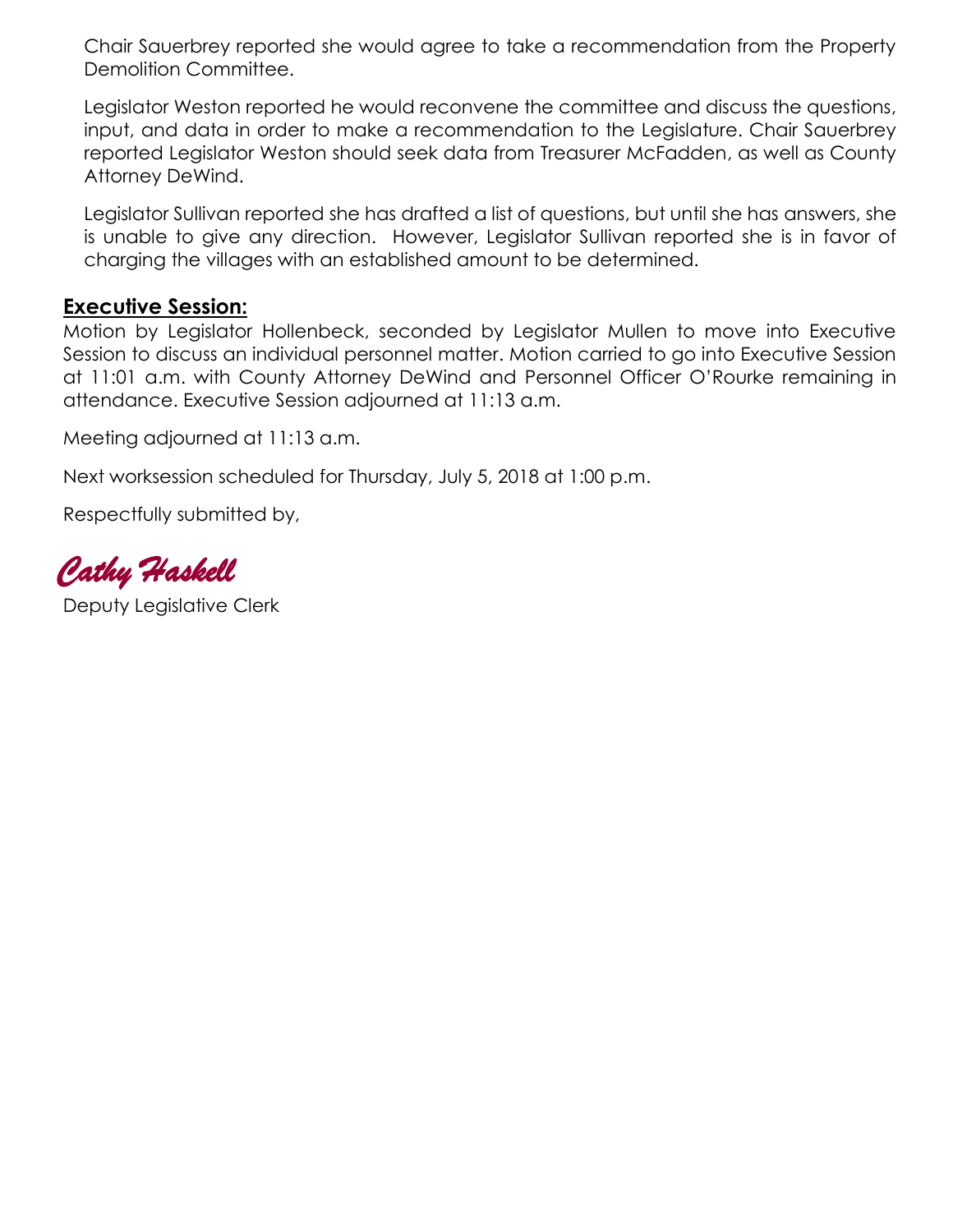Chair Sauerbrey reported she would agree to take a recommendation from the Property Demolition Committee.

Legislator Weston reported he would reconvene the committee and discuss the questions, input, and data in order to make a recommendation to the Legislature. Chair Sauerbrey reported Legislator Weston should seek data from Treasurer McFadden, as well as County Attorney DeWind.

Legislator Sullivan reported she has drafted a list of questions, but until she has answers, she is unable to give any direction. However, Legislator Sullivan reported she is in favor of charging the villages with an established amount to be determined.

## **Executive Session:**

Motion by Legislator Hollenbeck, seconded by Legislator Mullen to move into Executive Session to discuss an individual personnel matter. Motion carried to go into Executive Session at 11:01 a.m. with County Attorney DeWind and Personnel Officer O'Rourke remaining in attendance. Executive Session adjourned at 11:13 a.m.

Meeting adjourned at 11:13 a.m.

Next worksession scheduled for Thursday, July 5, 2018 at 1:00 p.m.

Respectfully submitted by,

*Cathy Haskell*

Deputy Legislative Clerk